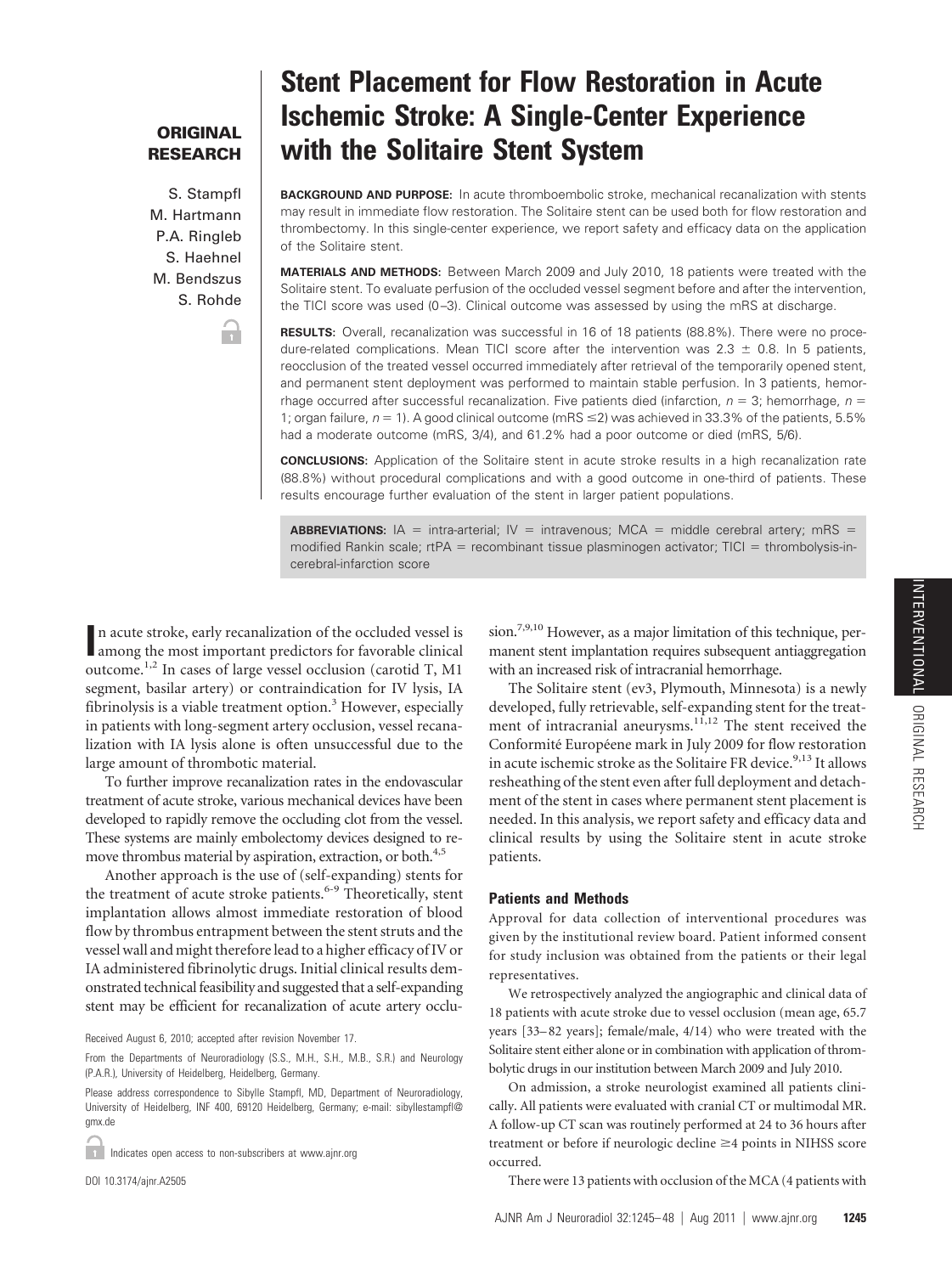**ORIGINAL RESEARCH**

# Stent Placement for Flow Restoration in Acute Ischemic Stroke: A Single-Center Experience with the Solitaire Stent System

S. Stampfl
M. Hartmann
P.A. Ringleb
S. Haehnel
M. Bendszus
S. Rohde

**BACKGROUND AND PURPOSE:** In acute thromboembolic stroke, mechanical recanalization with stents may result in immediate flow restoration. The Solitaire stent can be used both for flow restoration and thrombectomy. In this single-center experience, we report safety and efficacy data on the application of the Solitaire stent.

**MATERIALS AND METHODS:** Between March 2009 and July 2010, 18 patients were treated with the Solitaire stent. To evaluate perfusion of the occluded vessel segment before and after the intervention, the TICI score was used (0–3). Clinical outcome was assessed by using the mRS at discharge.

**RESULTS:** Overall, recanalization was successful in 16 of 18 patients (88.8%). There were no procedure-related complications. Mean TICI score after the intervention was $2.3 \pm 0.8$. In 5 patients, reocclusion of the treated vessel occurred immediately after retrieval of the temporarily opened stent, and permanent stent deployment was performed to maintain stable perfusion. In 3 patients, hemorrhage occurred after successful recanalization. Five patients died (infarction, $n = 3$; hemorrhage, $n = 1$; organ failure, $n = 1$). A good clinical outcome (mRS $\leq 2$) was achieved in 33.3% of the patients, 5.5% had a moderate outcome (mRS, 3/4), and 61.2% had a poor outcome or died (mRS, 5/6).

**CONCLUSIONS:** Application of the Solitaire stent in acute stroke results in a high recanalization rate (88.8%) without procedural complications and with a good outcome in one-third of patients. These results encourage further evaluation of the stent in larger patient populations.

**ABBREVIATIONS:** IA = intra-arterial; IV = intravenous; MCA = middle cerebral artery; mRS = modified Rankin scale; rtPA = recombinant tissue plasminogen activator; TICI = thrombolysis-in-cerebral-infarction score

In acute stroke, early recanalization of the occluded vessel is among the most important predictors for favorable clinical outcome.[1,2] In cases of large vessel occlusion (carotid T, M1 segment, basilar artery) or contraindication for IV lysis, IA fibrinolysis is a viable treatment option.[3] However, especially in patients with long-segment artery occlusion, vessel recanalization with IA lysis alone is often unsuccessful due to the large amount of thrombotic material.

To further improve recanalization rates in the endovascular treatment of acute stroke, various mechanical devices have been developed to rapidly remove the occluding clot from the vessel. These systems are mainly embolectomy devices designed to remove thrombus material by aspiration, extraction, or both.[4,5]

Another approach is the use of (self-expanding) stents for the treatment of acute stroke patients.[6-9] Theoretically, stent implantation allows almost immediate restoration of blood flow by thrombus entrapment between the stent struts and the vessel wall and might therefore lead to a higher efficacy of IV or IA administered fibrinolytic drugs. Initial clinical results demonstrated technical feasibility and suggested that a self-expanding stent may be efficient for recanalization of acute artery occlusion.[7,9,10] However, as a major limitation of this technique, permanent stent implantation requires subsequent antiaggregation with an increased risk of intracranial hemorrhage.

The Solitaire stent (ev3, Plymouth, Minnesota) is a newly developed, fully retrievable, self-expanding stent for the treatment of intracranial aneurysms.[11,12] The stent received the Conformité Européene mark in July 2009 for flow restoration in acute ischemic stroke as the Solitaire FR device.[9,13] It allows resheathing of the stent even after full deployment and detachment of the stent in cases where permanent stent placement is needed. In this analysis, we report safety and efficacy data and clinical results by using the Solitaire stent in acute stroke patients.

## Patients and Methods

Approval for data collection of interventional procedures was given by the institutional review board. Patient informed consent for study inclusion was obtained from the patients or their legal representatives.

We retrospectively analyzed the angiographic and clinical data of 18 patients with acute stroke due to vessel occlusion (mean age, 65.7 years [33–82 years]; female/male, 4/14) who were treated with the Solitaire stent either alone or in combination with application of thrombolytic drugs in our institution between March 2009 and July 2010.

On admission, a stroke neurologist examined all patients clinically. All patients were evaluated with cranial CT or multimodal MR. A follow-up CT scan was routinely performed at 24 to 36 hours after treatment or before if neurologic decline $\geq 4$ points in NIHSS score occurred.

There were 13 patients with occlusion of the MCA (4 patients with

Received August 6, 2010; accepted after revision November 17.

From the Departments of Neuroradiology (S.S., M.H., S.H., M.B., S.R.) and Neurology (P.A.R.), University of Heidelberg, Heidelberg, Germany.

Please address correspondence to Sibylle Stampfl, MD, Department of Neuroradiology, University of Heidelberg, INF 400, 69120 Heidelberg, Germany; e-mail: sibyllestampfl@gmx.de

Indicates open access to non-subscribers at www.ajnr.org

DOI 10.3174/ajnr.A2505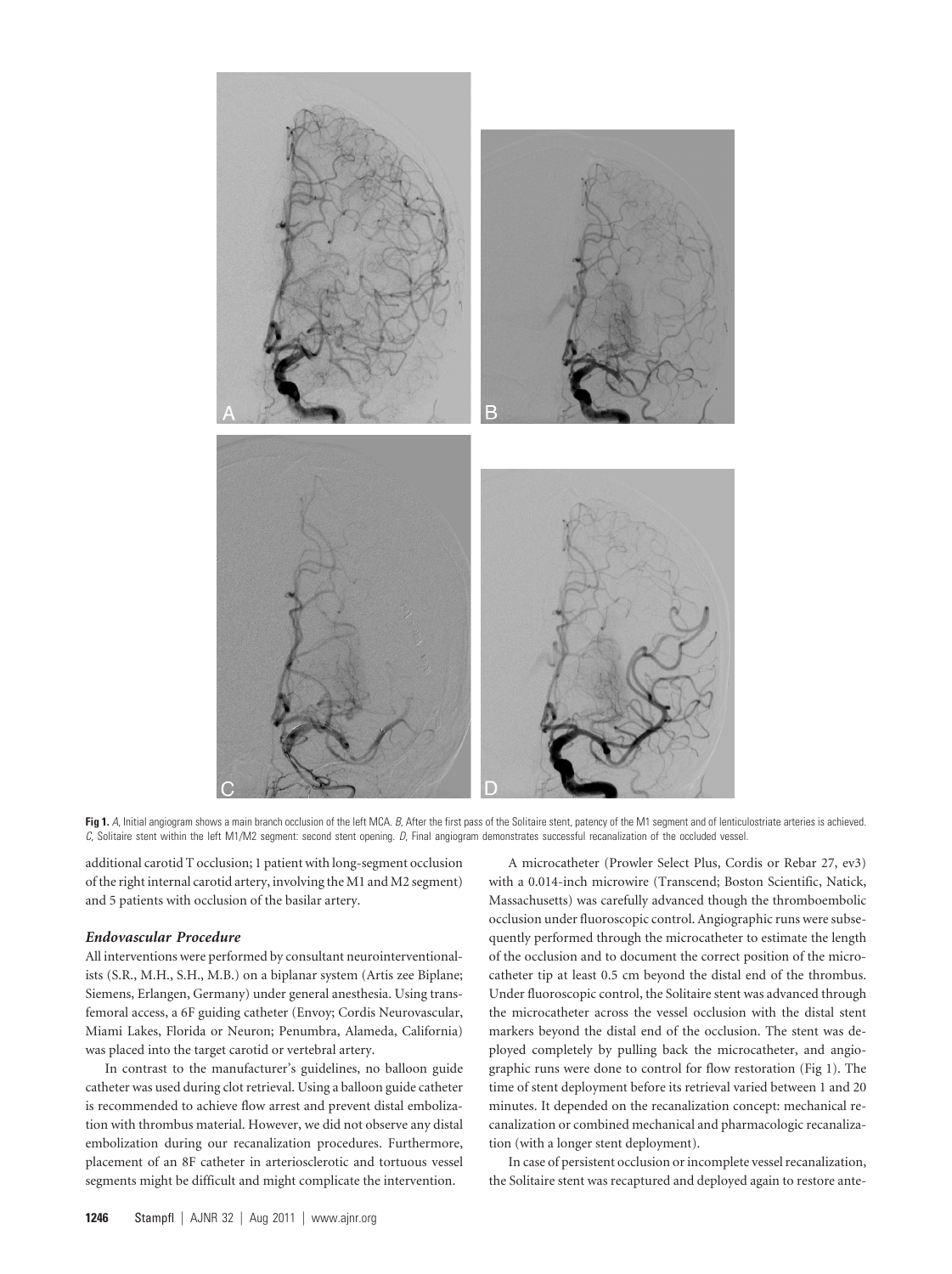**Fig 1.** *A*, Initial angiogram shows a main branch occlusion of the left MCA. *B*, After the first pass of the Solitaire stent, patency of the M1 segment and of lenticulostriate arteries is achieved. *C*, Solitaire stent within the left M1/M2 segment: second stent opening. *D*, Final angiogram demonstrates successful recanalization of the occluded vessel.

additional carotid T occlusion; 1 patient with long-segment occlusion of the right internal carotid artery, involving the M1 and M2 segment) and 5 patients with occlusion of the basilar artery.

### *Endovascular Procedure*

All interventions were performed by consultant neurointerventionalists (S.R., M.H., S.H., M.B.) on a biplanar system (Artis zee Biplane; Siemens, Erlangen, Germany) under general anesthesia. Using transfemoral access, a 6F guiding catheter (Envoy; Cordis Neurovascular, Miami Lakes, Florida or Neuron; Penumbra, Alameda, California) was placed into the target carotid or vertebral artery.

In contrast to the manufacturer's guidelines, no balloon guide catheter was used during clot retrieval. Using a balloon guide catheter is recommended to achieve flow arrest and prevent distal embolization with thrombus material. However, we did not observe any distal embolization during our recanalization procedures. Furthermore, placement of an 8F catheter in arteriosclerotic and tortuous vessel segments might be difficult and might complicate the intervention.

A microcatheter (Prowler Select Plus, Cordis or Rebar 27, ev3) with a 0.014-inch microwire (Transcend; Boston Scientific, Natick, Massachusetts) was carefully advanced though the thromboembolic occlusion under fluoroscopic control. Angiographic runs were subsequently performed through the microcatheter to estimate the length of the occlusion and to document the correct position of the microcatheter tip at least 0.5 cm beyond the distal end of the thrombus. Under fluoroscopic control, the Solitaire stent was advanced through the microcatheter across the vessel occlusion with the distal stent markers beyond the distal end of the occlusion. The stent was deployed completely by pulling back the microcatheter, and angiographic runs were done to control for flow restoration (Fig 1). The time of stent deployment before its retrieval varied between 1 and 20 minutes. It depended on the recanalization concept: mechanical recanalization or combined mechanical and pharmacologic recanalization (with a longer stent deployment).

In case of persistent occlusion or incomplete vessel recanalization, the Solitaire stent was recaptured and deployed again to restore ante-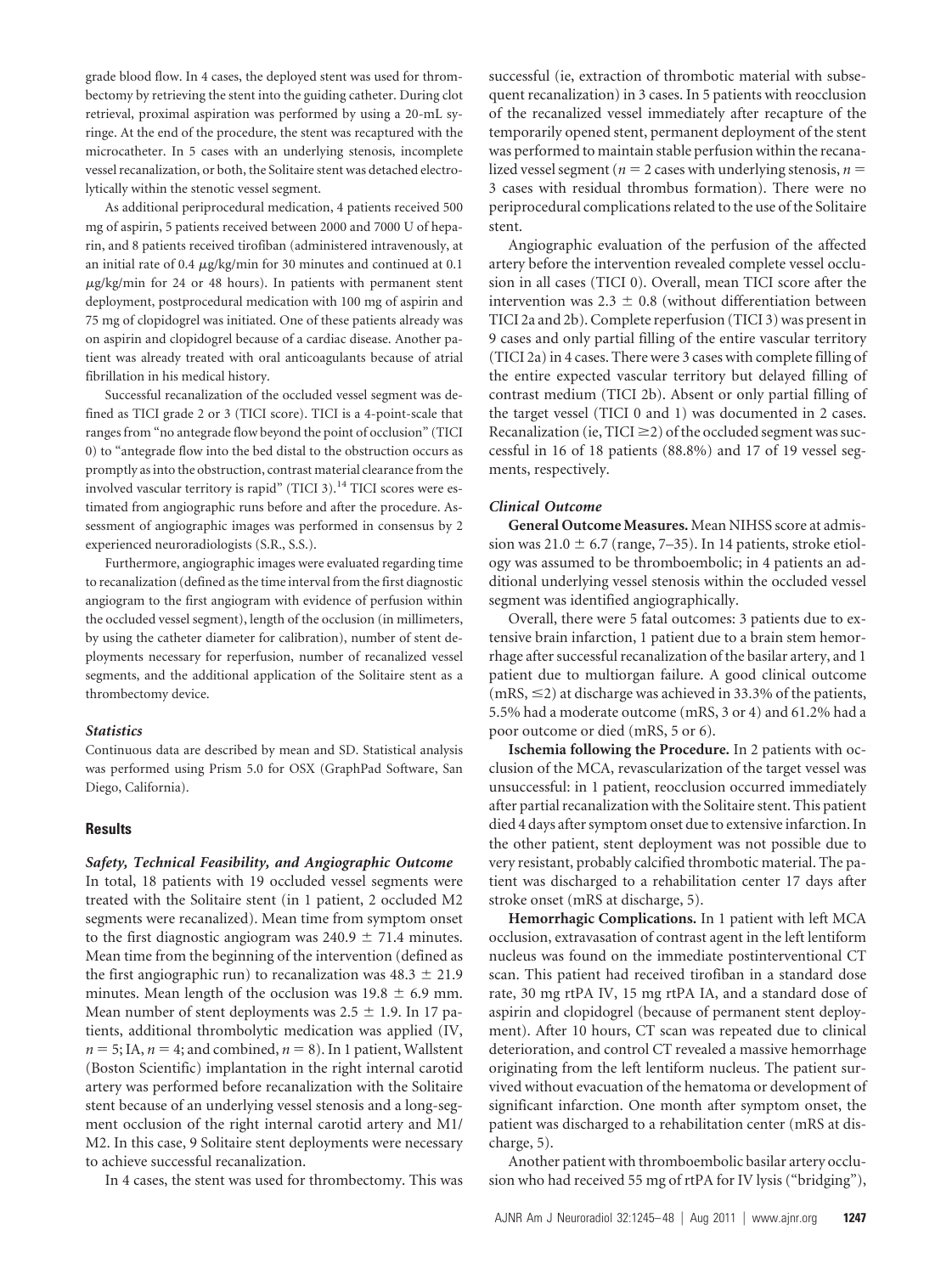grade blood flow. In 4 cases, the deployed stent was used for thrombectomy by retrieving the stent into the guiding catheter. During clot retrieval, proximal aspiration was performed by using a 20-mL syringe. At the end of the procedure, the stent was recaptured with the microcatheter. In 5 cases with an underlying stenosis, incomplete vessel recanalization, or both, the Solitaire stent was detached electrolytically within the stenotic vessel segment.

As additional periprocedural medication, 4 patients received 500 mg of aspirin, 5 patients received between 2000 and 7000 U of heparin, and 8 patients received tirofiban (administered intravenously, at an initial rate of 0.4 $\mu$g/kg/min for 30 minutes and continued at 0.1 $\mu$g/kg/min for 24 or 48 hours). In patients with permanent stent deployment, postprocedural medication with 100 mg of aspirin and 75 mg of clopidogrel was initiated. One of these patients already was on aspirin and clopidogrel because of a cardiac disease. Another patient was already treated with oral anticoagulants because of atrial fibrillation in his medical history.

Successful recanalization of the occluded vessel segment was defined as TICI grade 2 or 3 (TICI score). TICI is a 4-point-scale that ranges from "no antegrade flow beyond the point of occlusion" (TICI 0) to "antegrade flow into the bed distal to the obstruction occurs as promptly as into the obstruction, contrast material clearance from the involved vascular territory is rapid" (TICI 3).[14] TICI scores were estimated from angiographic runs before and after the procedure. Assessment of angiographic images was performed in consensus by 2 experienced neuroradiologists (S.R., S.S.).

Furthermore, angiographic images were evaluated regarding time to recanalization (defined as the time interval from the first diagnostic angiogram to the first angiogram with evidence of perfusion within the occluded vessel segment), length of the occlusion (in millimeters, by using the catheter diameter for calibration), number of stent deployments necessary for reperfusion, number of recanalized vessel segments, and the additional application of the Solitaire stent as a thrombectomy device.

### *Statistics*

Continuous data are described by mean and SD. Statistical analysis was performed using Prism 5.0 for OSX (GraphPad Software, San Diego, California).

## Results

### *Safety, Technical Feasibility, and Angiographic Outcome*

In total, 18 patients with 19 occluded vessel segments were treated with the Solitaire stent (in 1 patient, 2 occluded M2 segments were recanalized). Mean time from symptom onset to the first diagnostic angiogram was 240.9 $\pm$ 71.4 minutes. Mean time from the beginning of the intervention (defined as the first angiographic run) to recanalization was 48.3 $\pm$ 21.9 minutes. Mean length of the occlusion was 19.8 $\pm$ 6.9 mm. Mean number of stent deployments was 2.5 $\pm$ 1.9. In 17 patients, additional thrombolytic medication was applied (IV, $n = 5$; IA, $n = 4$; and combined, $n = 8$). In 1 patient, Wallstent (Boston Scientific) implantation in the right internal carotid artery was performed before recanalization with the Solitaire stent because of an underlying vessel stenosis and a long-segment occlusion of the right internal carotid artery and M1/M2. In this case, 9 Solitaire stent deployments were necessary to achieve successful recanalization.

In 4 cases, the stent was used for thrombectomy. This was successful (ie, extraction of thrombotic material with subsequent recanalization) in 3 cases. In 5 patients with reocclusion of the recanalized vessel immediately after recapture of the temporarily opened stent, permanent deployment of the stent was performed to maintain stable perfusion within the recanalized vessel segment ($n = 2$ cases with underlying stenosis, $n = 3$ cases with residual thrombus formation). There were no periprocedural complications related to the use of the Solitaire stent.

Angiographic evaluation of the perfusion of the affected artery before the intervention revealed complete vessel occlusion in all cases (TICI 0). Overall, mean TICI score after the intervention was 2.3 $\pm$ 0.8 (without differentiation between TICI 2a and 2b). Complete reperfusion (TICI 3) was present in 9 cases and only partial filling of the entire vascular territory (TICI 2a) in 4 cases. There were 3 cases with complete filling of the entire expected vascular territory but delayed filling of contrast medium (TICI 2b). Absent or only partial filling of the target vessel (TICI 0 and 1) was documented in 2 cases. Recanalization (ie, TICI $\geq$2) of the occluded segment was successful in 16 of 18 patients (88.8%) and 17 of 19 vessel segments, respectively.

### *Clinical Outcome*

**General Outcome Measures.** Mean NIHSS score at admission was 21.0 $\pm$ 6.7 (range, 7–35). In 14 patients, stroke etiology was assumed to be thromboembolic; in 4 patients an additional underlying vessel stenosis within the occluded vessel segment was identified angiographically.

Overall, there were 5 fatal outcomes: 3 patients due to extensive brain infarction, 1 patient due to a brain stem hemorrhage after successful recanalization of the basilar artery, and 1 patient due to multiorgan failure. A good clinical outcome (mRS, $\leq$2) at discharge was achieved in 33.3% of the patients, 5.5% had a moderate outcome (mRS, 3 or 4) and 61.2% had a poor outcome or died (mRS, 5 or 6).

**Ischemia following the Procedure.** In 2 patients with occlusion of the MCA, revascularization of the target vessel was unsuccessful: in 1 patient, reocclusion occurred immediately after partial recanalization with the Solitaire stent. This patient died 4 days after symptom onset due to extensive infarction. In the other patient, stent deployment was not possible due to very resistant, probably calcified thrombotic material. The patient was discharged to a rehabilitation center 17 days after stroke onset (mRS at discharge, 5).

**Hemorrhagic Complications.** In 1 patient with left MCA occlusion, extravasation of contrast agent in the left lentiform nucleus was found on the immediate postinterventional CT scan. This patient had received tirofiban in a standard dose rate, 30 mg rtPA IV, 15 mg rtPA IA, and a standard dose of aspirin and clopidogrel (because of permanent stent deployment). After 10 hours, CT scan was repeated due to clinical deterioration, and control CT revealed a massive hemorrhage originating from the left lentiform nucleus. The patient survived without evacuation of the hematoma or development of significant infarction. One month after symptom onset, the patient was discharged to a rehabilitation center (mRS at discharge, 5).

Another patient with thromboembolic basilar artery occlusion who had received 55 mg of rtPA for IV lysis ("bridging"),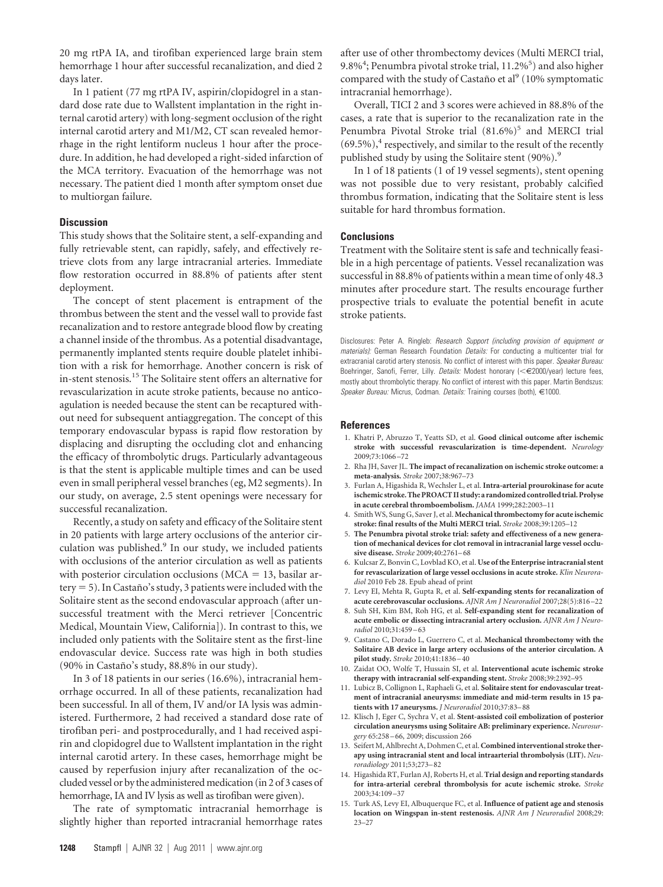20 mg rtPA IA, and tirofiban experienced large brain stem hemorrhage 1 hour after successful recanalization, and died 2 days later.

In 1 patient (77 mg rtPA IV, aspirin/clopidogrel in a standard dose rate due to Wallstent implantation in the right internal carotid artery) with long-segment occlusion of the right internal carotid artery and M1/M2, CT scan revealed hemorrhage in the right lentiform nucleus 1 hour after the procedure. In addition, he had developed a right-sided infarction of the MCA territory. Evacuation of the hemorrhage was not necessary. The patient died 1 month after symptom onset due to multiorgan failure.

## Discussion

This study shows that the Solitaire stent, a self-expanding and fully retrievable stent, can rapidly, safely, and effectively retrieve clots from any large intracranial arteries. Immediate flow restoration occurred in 88.8% of patients after stent deployment.

The concept of stent placement is entrapment of the thrombus between the stent and the vessel wall to provide fast recanalization and to restore antegrade blood flow by creating a channel inside of the thrombus. As a potential disadvantage, permanently implanted stents require double platelet inhibition with a risk for hemorrhage. Another concern is risk of in-stent stenosis.[15] The Solitaire stent offers an alternative for revascularization in acute stroke patients, because no anticoagulation is needed because the stent can be recaptured without need for subsequent antiaggregation. The concept of this temporary endovascular bypass is rapid flow restoration by displacing and disrupting the occluding clot and enhancing the efficacy of thrombolytic drugs. Particularly advantageous is that the stent is applicable multiple times and can be used even in small peripheral vessel branches (eg, M2 segments). In our study, on average, 2.5 stent openings were necessary for successful recanalization.

Recently, a study on safety and efficacy of the Solitaire stent in 20 patients with large artery occlusions of the anterior circulation was published.[9] In our study, we included patients with occlusions of the anterior circulation as well as patients with posterior circulation occlusions (MCA = 13, basilar artery = 5). In Castaño's study, 3 patients were included with the Solitaire stent as the second endovascular approach (after unsuccessful treatment with the Merci retriever [Concentric Medical, Mountain View, California]). In contrast to this, we included only patients with the Solitaire stent as the first-line endovascular device. Success rate was high in both studies (90% in Castaño's study, 88.8% in our study).

In 3 of 18 patients in our series (16.6%), intracranial hemorrhage occurred. In all of these patients, recanalization had been successful. In all of them, IV and/or IA lysis was administered. Furthermore, 2 had received a standard dose rate of tirofiban peri- and postprocedurally, and 1 had received aspirin and clopidogrel due to Wallstent implantation in the right internal carotid artery. In these cases, hemorrhage might be caused by reperfusion injury after recanalization of the occluded vessel or by the administered medication (in 2 of 3 cases of hemorrhage, IA and IV lysis as well as tirofiban were given).

The rate of symptomatic intracranial hemorrhage is slightly higher than reported intracranial hemorrhage rates after use of other thrombectomy devices (Multi MERCI trial, 9.8%[4]; Penumbra pivotal stroke trial, 11.2%[5]) and also higher compared with the study of Castaño et al[9] (10% symptomatic intracranial hemorrhage).

Overall, TICI 2 and 3 scores were achieved in 88.8% of the cases, a rate that is superior to the recanalization rate in the Penumbra Pivotal Stroke trial (81.6%)[5] and MERCI trial (69.5%),[4] respectively, and similar to the result of the recently published study by using the Solitaire stent (90%).[9]

In 1 of 18 patients (1 of 19 vessel segments), stent opening was not possible due to very resistant, probably calcified thrombus formation, indicating that the Solitaire stent is less suitable for hard thrombus formation.

## Conclusions

Treatment with the Solitaire stent is safe and technically feasible in a high percentage of patients. Vessel recanalization was successful in 88.8% of patients within a mean time of only 48.3 minutes after procedure start. The results encourage further prospective trials to evaluate the potential benefit in acute stroke patients.

Disclosures: Peter A. Ringleb: *Research Support (including provision of equipment or materials):* German Research Foundation *Details:* For conducting a multicenter trial for extracranial carotid artery stenosis. No conflict of interest with this paper. *Speaker Bureau:* Boehringer, Sanofi, Ferrer, Lilly. *Details:* Modest honorary (<€2000/year) lecture fees, mostly about thrombolytic therapy. No conflict of interest with this paper. Martin Bendszus: *Speaker Bureau:* Micrus, Codman. *Details:* Training courses (both), €1000.

## References

1. Khatri P, Abruzzo T, Yeatts SD, et al. **Good clinical outcome after ischemic stroke with successful revascularization is time-dependent.** *Neurology* 2009;73:1066–72
2. Rha JH, Saver JL. **The impact of recanalization on ischemic stroke outcome: a meta-analysis.** *Stroke* 2007;38:967–73
3. Furlan A, Higashida R, Wechsler L, et al. **Intra-arterial prourokinase for acute ischemic stroke. The PROACT II study: a randomized controlled trial. Prolyse in acute cerebral thromboembolism.** *JAMA* 1999;282:2003–11
4. Smith WS, Sung G, Saver J, et al. **Mechanical thrombectomy for acute ischemic stroke: final results of the Multi MERCI trial.** *Stroke* 2008;39:1205–12
5. **The Penumbra pivotal stroke trial: safety and effectiveness of a new generation of mechanical devices for clot removal in intracranial large vessel occlusive disease.** *Stroke* 2009;40:2761–68
6. Kulcsar Z, Bonvin C, Lovblad KO, et al. **Use of the Enterprise intracranial stent for revascularization of large vessel occlusions in acute stroke.** *Klin Neuroradiol* 2010 Feb 28. Epub ahead of print
7. Levy EI, Mehta R, Gupta R, et al. **Self-expanding stents for recanalization of acute cerebrovascular occlusions.** *AJNR Am J Neuroradiol* 2007;28(5):816–22
8. Suh SH, Kim BM, Roh HG, et al. **Self-expanding stent for recanalization of acute embolic or dissecting intracranial artery occlusion.** *AJNR Am J Neuroradiol* 2010;31:459–63
9. Castano C, Dorado L, Guerrero C, et al. **Mechanical thrombectomy with the Solitaire AB device in large artery occlusions of the anterior circulation. A pilot study.** *Stroke* 2010;41:1836–40
10. Zaidat OO, Wolfe T, Hussain SI, et al. **Interventional acute ischemic stroke therapy with intracranial self-expanding stent.** *Stroke* 2008;39:2392–95
11. Lubicz B, Collignon L, Raphaeli G, et al. **Solitaire stent for endovascular treatment of intracranial aneurysms: immediate and mid-term results in 15 patients with 17 aneurysms.** *J Neuroradiol* 2010;37:83–88
12. Klisch J, Eger C, Sychra V, et al. **Stent-assisted coil embolization of posterior circulation aneurysms using Solitaire AB: preliminary experience.** *Neurosurgery* 65:258–66, 2009; discussion 266
13. Seifert M, Ahlbrecht A, Dohmen C, et al. **Combined interventional stroke therapy using intracranial stent and local intraarterial thrombolysis (LIT).** *Neuroradiology* 2011;53;273–82
14. Higashida RT, Furlan AJ, Roberts H, et al. **Trial design and reporting standards for intra-arterial cerebral thrombolysis for acute ischemic stroke.** *Stroke* 2003;34:109–37
15. Turk AS, Levy EI, Albuquerque FC, et al. **Influence of patient age and stenosis location on Wingspan in-stent restenosis.** *AJNR Am J Neuroradiol* 2008;29:23–27